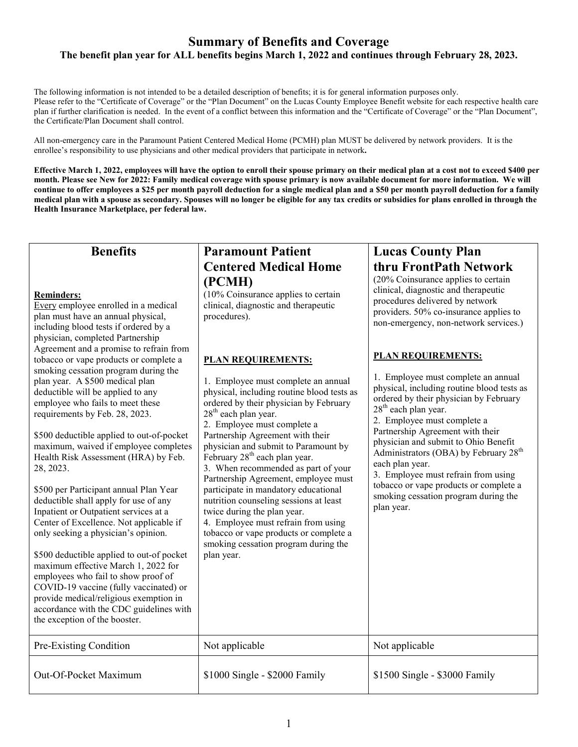# Summary of Benefits and Coverage

**The benefit plan year for ALL benefits begins March 1, 2022 and continues through February 28, 2023.**

The following information is not intended to be a detailed description of benefits; it is for general information purposes only. Please refer to the "Certificate of Coverage" or the "Plan Document" on the Lucas County Employee Benefit website for each respective health care plan if further clarification is needed. In the event of a conflict between this information and the "Certificate of Coverage" or the "Plan Document", the Certificate/Plan Document shall control.

All non-emergency care in the Paramount Patient Centered Medical Home (PCMH) plan MUST be delivered by network providers. It is the enrollee's responsibility to use physicians and other medical providers that participate in network**.**

**Effective March 1, 2022, employees will have the option to enroll their spouse primary on their medical plan at a cost not to exceed $400 per month. Please see New for 2022: Family medical coverage with spouse primary is now available document for more information. We will continue to offer employees a $25 per month payroll deduction for a single medical plan and a $50 per month payroll deduction for a family medical plan with a spouse as secondary. Spouses will no longer be eligible for any tax credits or subsidies for plans enrolled in through the Health Insurance Marketplace, per federal law.**

| **Benefits**<br><br>**Reminders:**<br>Every employee enrolled in a medical plan must have an annual physical, including blood tests if ordered by a physician, completed Partnership Agreement and a promise to refrain from tobacco or vape products or complete a smoking cessation program during the plan year. A $500 medical plan deductible will be applied to any employee who fails to meet these requirements by Feb. 28, 2023.<br><br>$500 deductible applied to out-of-pocket maximum, waived if employee completes Health Risk Assessment (HRA) by Feb. 28, 2023.<br><br>$500 per Participant annual Plan Year deductible shall apply for use of any Inpatient or Outpatient services at a Center of Excellence. Not applicable if only seeking a physician's opinion.<br><br>$500 deductible applied to out-of pocket maximum effective March 1, 2022 for employees who fail to show proof of COVID-19 vaccine (fully vaccinated) or provide medical/religious exemption in accordance with the CDC guidelines with the exception of the booster. | **Paramount Patient Centered Medical Home (PCMH)**<br>(10% Coinsurance applies to certain clinical, diagnostic and therapeutic procedures).<br><br>**PLAN REQUIREMENTS:**<br><br>1. Employee must complete an annual physical, including routine blood tests as ordered by their physician by February 28th each plan year.<br>2. Employee must complete a Partnership Agreement with their physician and submit to Paramount by February 28th each plan year.<br>3. When recommended as part of your Partnership Agreement, employee must participate in mandatory educational nutrition counseling sessions at least twice during the plan year.<br>4. Employee must refrain from using tobacco or vape products or complete a smoking cessation program during the plan year. | **Lucas County Plan thru FrontPath Network**<br>(20% Coinsurance applies to certain clinical, diagnostic and therapeutic procedures delivered by network providers. 50% co-insurance applies to non-emergency, non-network services.)<br><br>**PLAN REQUIREMENTS:**<br><br>1. Employee must complete an annual physical, including routine blood tests as ordered by their physician by February 28th each plan year.<br>2. Employee must complete a Partnership Agreement with their physician and submit to Ohio Benefit Administrators (OBA) by February 28th each plan year.<br>3. Employee must refrain from using tobacco or vape products or complete a smoking cessation program during the plan year. |
|---|---|---|
| Pre-Existing Condition | Not applicable | Not applicable |
| Out-Of-Pocket Maximum | $1000 Single - $2000 Family | $1500 Single - $3000 Family |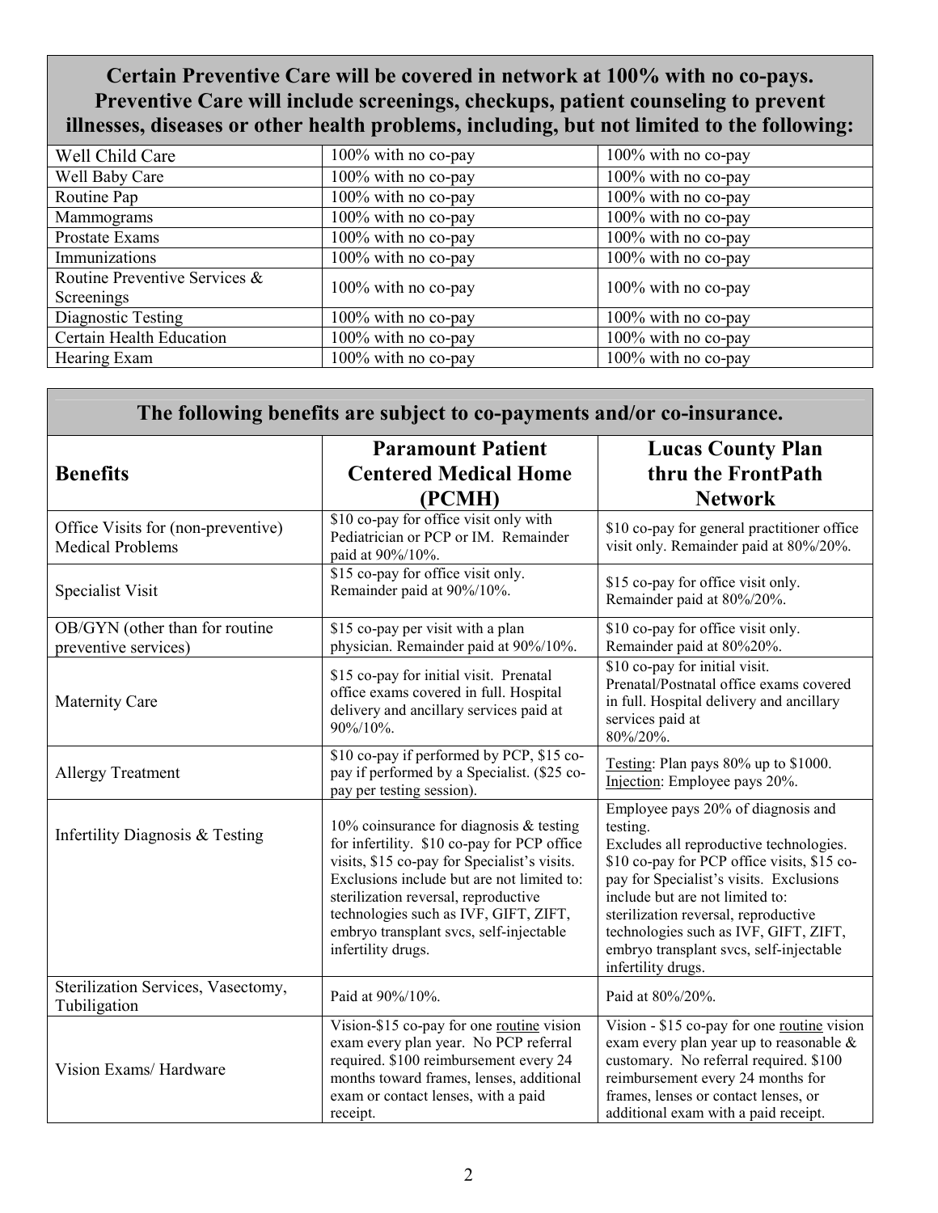| Certain Preventive Care will be covered in network at 100% with no co-pays. Preventive Care will include screenings, checkups, patient counseling to prevent illnesses, diseases or other health problems, including, but not limited to the following: | | |
|---|---|---|
| Well Child Care | 100% with no co-pay | 100% with no co-pay |
| Well Baby Care | 100% with no co-pay | 100% with no co-pay |
| Routine Pap | 100% with no co-pay | 100% with no co-pay |
| Mammograms | 100% with no co-pay | 100% with no co-pay |
| Prostate Exams | 100% with no co-pay | 100% with no co-pay |
| Immunizations | 100% with no co-pay | 100% with no co-pay |
| Routine Preventive Services & Screenings | 100% with no co-pay | 100% with no co-pay |
| Diagnostic Testing | 100% with no co-pay | 100% with no co-pay |
| Certain Health Education | 100% with no co-pay | 100% with no co-pay |
| Hearing Exam | 100% with no co-pay | 100% with no co-pay |

**The following benefits are subject to co-payments and/or co-insurance.**

| Benefits | Paramount Patient Centered Medical Home (PCMH) | Lucas County Plan thru the FrontPath Network |
|---|---|---|
| Office Visits for (non-preventive) Medical Problems | $10 co-pay for office visit only with Pediatrician or PCP or IM. Remainder paid at 90%/10%. | $10 co-pay for general practitioner office visit only. Remainder paid at 80%/20%. |
| Specialist Visit | $15 co-pay for office visit only. Remainder paid at 90%/10%. | $15 co-pay for office visit only. Remainder paid at 80%/20%. |
| OB/GYN (other than for routine preventive services) | $15 co-pay per visit with a plan physician. Remainder paid at 90%/10%. | $10 co-pay for office visit only. Remainder paid at 80%20%. |
| Maternity Care | $15 co-pay for initial visit. Prenatal office exams covered in full. Hospital delivery and ancillary services paid at 90%/10%. | $10 co-pay for initial visit. Prenatal/Postnatal office exams covered in full. Hospital delivery and ancillary services paid at 80%/20%. |
| Allergy Treatment | $10 co-pay if performed by PCP, $15 co-pay if performed by a Specialist. ($25 co-pay per testing session). | Testing: Plan pays 80% up to $1000. Injection: Employee pays 20%. |
| Infertility Diagnosis & Testing | 10% coinsurance for diagnosis & testing for infertility. $10 co-pay for PCP office visits, $15 co-pay for Specialist's visits. Exclusions include but are not limited to: sterilization reversal, reproductive technologies such as IVF, GIFT, ZIFT, embryo transplant svcs, self-injectable infertility drugs. | Employee pays 20% of diagnosis and testing. Excludes all reproductive technologies. $10 co-pay for PCP office visits, $15 co-pay for Specialist's visits. Exclusions include but are not limited to: sterilization reversal, reproductive technologies such as IVF, GIFT, ZIFT, embryo transplant svcs, self-injectable infertility drugs. |
| Sterilization Services, Vasectomy, Tubiligation | Paid at 90%/10%. | Paid at 80%/20%. |
| Vision Exams/ Hardware | Vision-$15 co-pay for one routine vision exam every plan year. No PCP referral required. $100 reimbursement every 24 months toward frames, lenses, additional exam or contact lenses, with a paid receipt. | Vision - $15 co-pay for one routine vision exam every plan year up to reasonable & customary. No referral required. $100 reimbursement every 24 months for frames, lenses or contact lenses, or additional exam with a paid receipt. |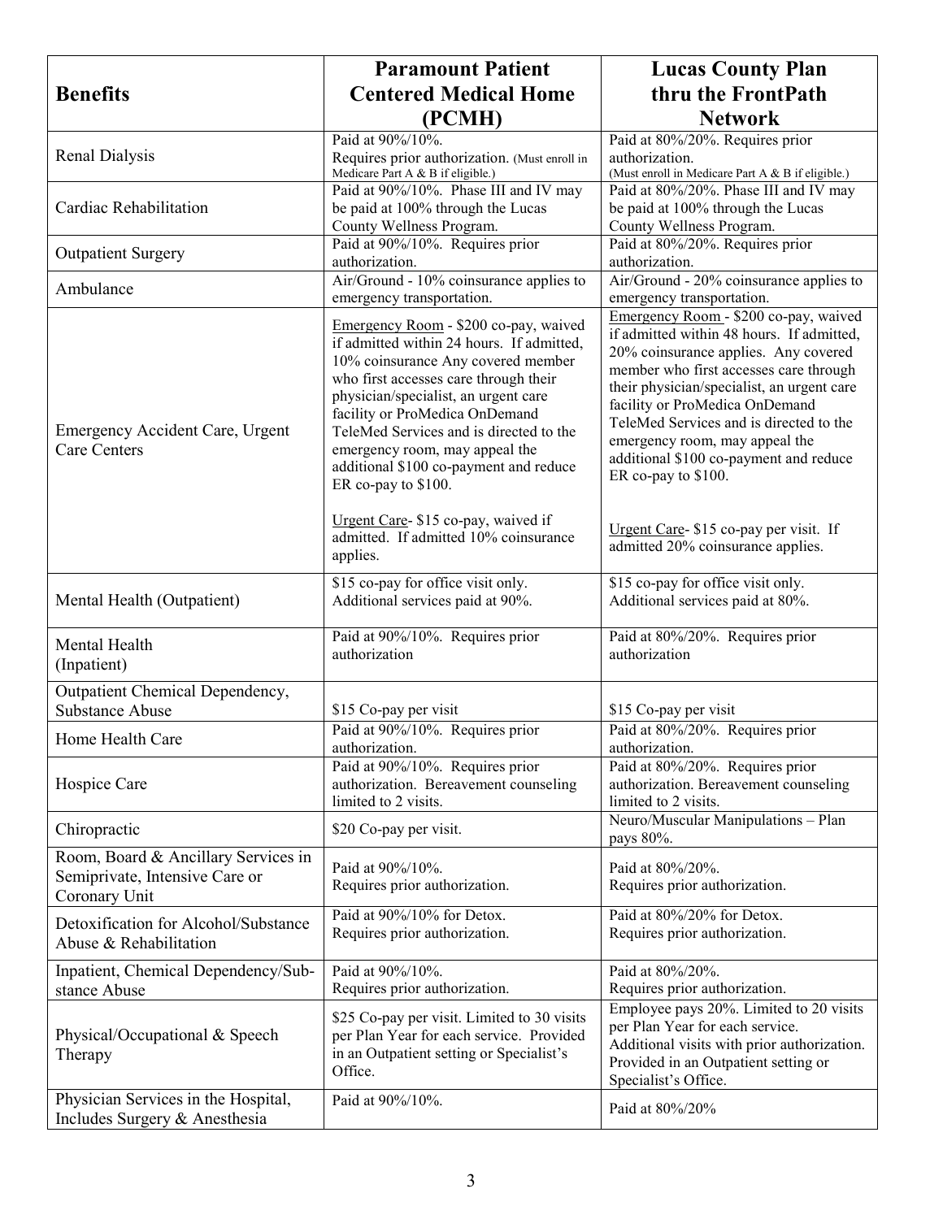| Benefits | Paramount Patient Centered Medical Home (PCMH) | Lucas County Plan thru the FrontPath Network |
|---|---|---|
| Renal Dialysis | Paid at 90%/10%. Requires prior authorization. (Must enroll in Medicare Part A & B if eligible.) | Paid at 80%/20%. Requires prior authorization. (Must enroll in Medicare Part A & B if eligible.) |
| Cardiac Rehabilitation | Paid at 90%/10%. Phase III and IV may be paid at 100% through the Lucas County Wellness Program. | Paid at 80%/20%. Phase III and IV may be paid at 100% through the Lucas County Wellness Program. |
| Outpatient Surgery | Paid at 90%/10%. Requires prior authorization. | Paid at 80%/20%. Requires prior authorization. |
| Ambulance | Air/Ground - 10% coinsurance applies to emergency transportation. | Air/Ground - 20% coinsurance applies to emergency transportation. |
| Emergency Accident Care, Urgent Care Centers | Emergency Room - $200 co-pay, waived if admitted within 24 hours. If admitted, 10% coinsurance Any covered member who first accesses care through their physician/specialist, an urgent care facility or ProMedica OnDemand TeleMed Services and is directed to the emergency room, may appeal the additional $100 co-payment and reduce ER co-pay to $100.<br><br>Urgent Care- $15 co-pay, waived if admitted. If admitted 10% coinsurance applies. | Emergency Room - $200 co-pay, waived if admitted within 48 hours. If admitted, 20% coinsurance applies. Any covered member who first accesses care through their physician/specialist, an urgent care facility or ProMedica OnDemand TeleMed Services and is directed to the emergency room, may appeal the additional $100 co-payment and reduce ER co-pay to $100.<br><br>Urgent Care- $15 co-pay per visit. If admitted 20% coinsurance applies. |
| Mental Health (Outpatient) | $15 co-pay for office visit only. Additional services paid at 90%. | $15 co-pay for office visit only. Additional services paid at 80%. |
| Mental Health (Inpatient) | Paid at 90%/10%. Requires prior authorization | Paid at 80%/20%. Requires prior authorization |
| Outpatient Chemical Dependency, Substance Abuse | $15 Co-pay per visit | $15 Co-pay per visit |
| Home Health Care | Paid at 90%/10%. Requires prior authorization. | Paid at 80%/20%. Requires prior authorization. |
| Hospice Care | Paid at 90%/10%. Requires prior authorization. Bereavement counseling limited to 2 visits. | Paid at 80%/20%. Requires prior authorization. Bereavement counseling limited to 2 visits. |
| Chiropractic | $20 Co-pay per visit. | Neuro/Muscular Manipulations – Plan pays 80%. |
| Room, Board & Ancillary Services in Semiprivate, Intensive Care or Coronary Unit | Paid at 90%/10%. Requires prior authorization. | Paid at 80%/20%. Requires prior authorization. |
| Detoxification for Alcohol/Substance Abuse & Rehabilitation | Paid at 90%/10% for Detox. Requires prior authorization. | Paid at 80%/20% for Detox. Requires prior authorization. |
| Inpatient, Chemical Dependency/Substance Abuse | Paid at 90%/10%. Requires prior authorization. | Paid at 80%/20%. Requires prior authorization. |
| Physical/Occupational & Speech Therapy | $25 Co-pay per visit. Limited to 30 visits per Plan Year for each service. Provided in an Outpatient setting or Specialist's Office. | Employee pays 20%. Limited to 20 visits per Plan Year for each service. Additional visits with prior authorization. Provided in an Outpatient setting or Specialist's Office. |
| Physician Services in the Hospital, Includes Surgery & Anesthesia | Paid at 90%/10%. | Paid at 80%/20% |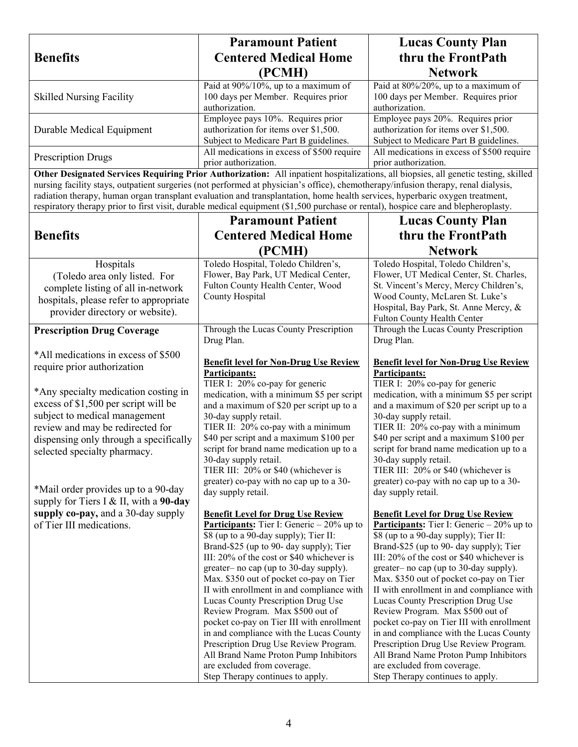| Benefits | Paramount Patient Centered Medical Home (PCMH) | Lucas County Plan thru the FrontPath Network |
|---|---|---|
| Skilled Nursing Facility | Paid at 90%/10%, up to a maximum of 100 days per Member. Requires prior authorization. | Paid at 80%/20%, up to a maximum of 100 days per Member. Requires prior authorization. |
| Durable Medical Equipment | Employee pays 10%. Requires prior authorization for items over $1,500. Subject to Medicare Part B guidelines. | Employee pays 20%. Requires prior authorization for items over $1,500. Subject to Medicare Part B guidelines. |
| Prescription Drugs | All medications in excess of $500 require prior authorization. | All medications in excess of $500 require prior authorization. |

**Other Designated Services Requiring Prior Authorization:** All inpatient hospitalizations, all biopsies, all genetic testing, skilled nursing facility stays, outpatient surgeries (not performed at physician's office), chemotherapy/infusion therapy, renal dialysis, radiation therapy, human organ transplant evaluation and transplantation, home health services, hyperbaric oxygen treatment, respiratory therapy prior to first visit, durable medical equipment ($1,500 purchase or rental), hospice care and blepheroplasty.

| Benefits | Paramount Patient Centered Medical Home (PCMH) | Lucas County Plan thru the FrontPath Network |
|---|---|---|
| Hospitals (Toledo area only listed. For complete listing of all in-network hospitals, please refer to appropriate provider directory or website). | Toledo Hospital, Toledo Children's, Flower, Bay Park, UT Medical Center, Fulton County Health Center, Wood County Hospital | Toledo Hospital, Toledo Children's, Flower, UT Medical Center, St. Charles, St. Vincent's Mercy, Mercy Children's, Wood County, McLaren St. Luke's Hospital, Bay Park, St. Anne Mercy, & Fulton County Health Center |
| **Prescription Drug Coverage**<br><br>*All medications in excess of $500 require prior authorization<br><br>*Any specialty medication costing in excess of $1,500 per script will be subject to medical management review and may be redirected for dispensing only through a specifically selected specialty pharmacy.<br><br>*Mail order provides up to a 90-day supply for Tiers I & II, with a **90-day supply co-pay,** and a 30-day supply of Tier III medications. | Through the Lucas County Prescription Drug Plan.<br><br>**Benefit level for Non-Drug Use Review Participants:**<br>TIER I: 20% co-pay for generic medication, with a minimum $5 per script and a maximum of $20 per script up to a 30-day supply retail.<br>TIER II: 20% co-pay with a minimum $40 per script and a maximum $100 per script for brand name medication up to a 30-day supply retail.<br>TIER III: 20% or $40 (whichever is greater) co-pay with no cap up to a 30-day supply retail.<br><br>**Benefit Level for Drug Use Review Participants:** Tier I: Generic – 20% up to $8 (up to a 90-day supply); Tier II: Brand-$25 (up to 90- day supply); Tier III: 20% of the cost or $40 whichever is greater– no cap (up to 30-day supply). Max. $350 out of pocket co-pay on Tier II with enrollment in and compliance with Lucas County Prescription Drug Use Review Program. Max $500 out of pocket co-pay on Tier III with enrollment in and compliance with the Lucas County Prescription Drug Use Review Program. All Brand Name Proton Pump Inhibitors are excluded from coverage.<br>Step Therapy continues to apply. | Through the Lucas County Prescription Drug Plan.<br><br>**Benefit level for Non-Drug Use Review Participants:**<br>TIER I: 20% co-pay for generic medication, with a minimum $5 per script and a maximum of $20 per script up to a 30-day supply retail.<br>TIER II: 20% co-pay with a minimum $40 per script and a maximum $100 per script for brand name medication up to a 30-day supply retail.<br>TIER III: 20% or $40 (whichever is greater) co-pay with no cap up to a 30-day supply retail.<br><br>**Benefit Level for Drug Use Review Participants:** Tier I: Generic – 20% up to $8 (up to a 90-day supply); Tier II: Brand-$25 (up to 90- day supply); Tier III: 20% of the cost or $40 whichever is greater– no cap (up to 30-day supply). Max. $350 out of pocket co-pay on Tier II with enrollment in and compliance with Lucas County Prescription Drug Use Review Program. Max $500 out of pocket co-pay on Tier III with enrollment in and compliance with the Lucas County Prescription Drug Use Review Program. All Brand Name Proton Pump Inhibitors are excluded from coverage.<br>Step Therapy continues to apply. |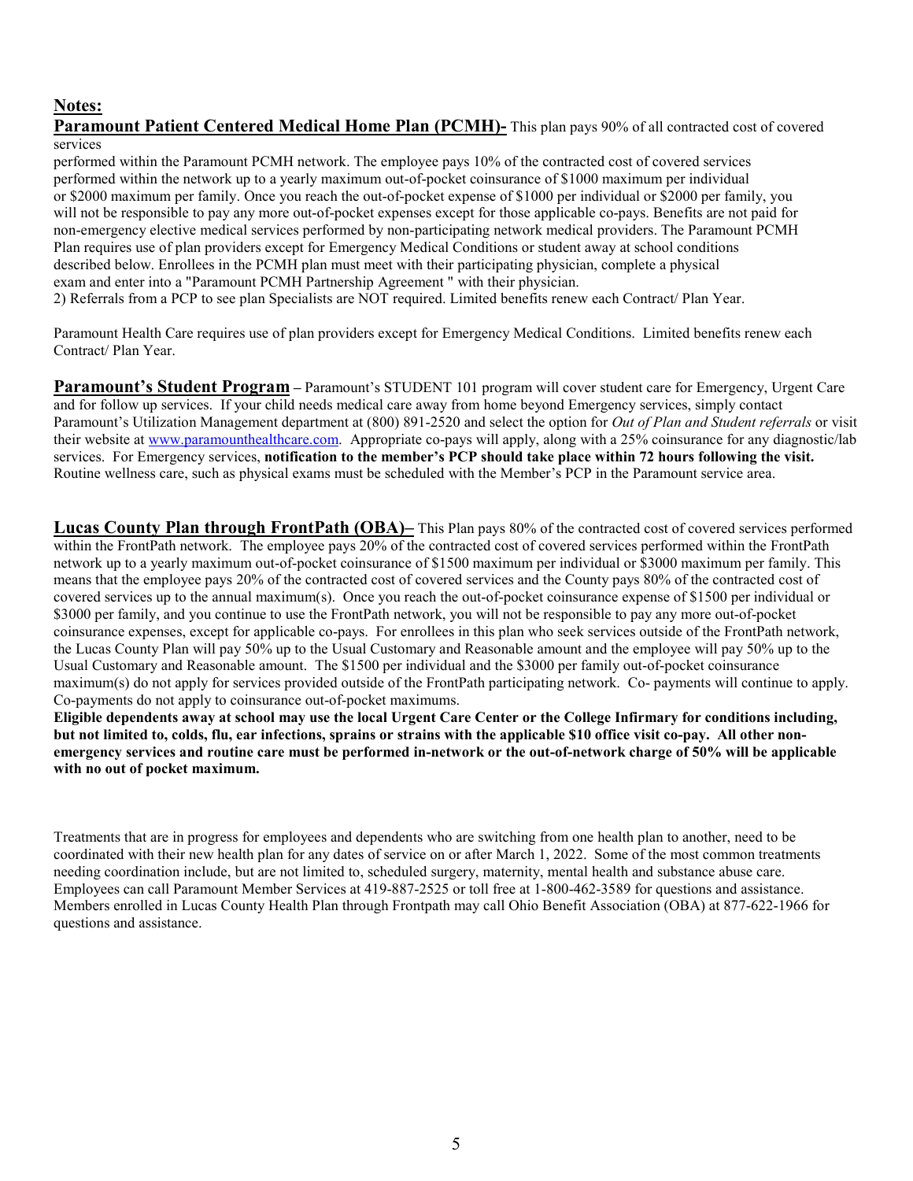## Notes:

**Paramount Patient Centered Medical Home Plan (PCMH)-** This plan pays 90% of all contracted cost of covered services performed within the Paramount PCMH network. The employee pays 10% of the contracted cost of covered services performed within the network up to a yearly maximum out-of-pocket coinsurance of $1000 maximum per individual or $2000 maximum per family. Once you reach the out-of-pocket expense of $1000 per individual or $2000 per family, you will not be responsible to pay any more out-of-pocket expenses except for those applicable co-pays. Benefits are not paid for non-emergency elective medical services performed by non-participating network medical providers. The Paramount PCMH Plan requires use of plan providers except for Emergency Medical Conditions or student away at school conditions described below. Enrollees in the PCMH plan must meet with their participating physician, complete a physical exam and enter into a "Paramount PCMH Partnership Agreement " with their physician.

2) Referrals from a PCP to see plan Specialists are NOT required. Limited benefits renew each Contract/ Plan Year.

Paramount Health Care requires use of plan providers except for Emergency Medical Conditions. Limited benefits renew each Contract/ Plan Year.

**Paramount's Student Program** – Paramount's STUDENT 101 program will cover student care for Emergency, Urgent Care and for follow up services. If your child needs medical care away from home beyond Emergency services, simply contact Paramount's Utilization Management department at (800) 891-2520 and select the option for *Out of Plan and Student referrals* or visit their website at www.paramounthealthcare.com. Appropriate co-pays will apply, along with a 25% coinsurance for any diagnostic/lab services. For Emergency services, **notification to the member's PCP should take place within 72 hours following the visit.** Routine wellness care, such as physical exams must be scheduled with the Member's PCP in the Paramount service area.

**Lucas County Plan through FrontPath (OBA)–** This Plan pays 80% of the contracted cost of covered services performed within the FrontPath network. The employee pays 20% of the contracted cost of covered services performed within the FrontPath network up to a yearly maximum out-of-pocket coinsurance of $1500 maximum per individual or $3000 maximum per family. This means that the employee pays 20% of the contracted cost of covered services and the County pays 80% of the contracted cost of covered services up to the annual maximum(s). Once you reach the out-of-pocket coinsurance expense of $1500 per individual or $3000 per family, and you continue to use the FrontPath network, you will not be responsible to pay any more out-of-pocket coinsurance expenses, except for applicable co-pays. For enrollees in this plan who seek services outside of the FrontPath network, the Lucas County Plan will pay 50% up to the Usual Customary and Reasonable amount and the employee will pay 50% up to the Usual Customary and Reasonable amount. The $1500 per individual and the $3000 per family out-of-pocket coinsurance maximum(s) do not apply for services provided outside of the FrontPath participating network. Co- payments will continue to apply. Co-payments do not apply to coinsurance out-of-pocket maximums.

**Eligible dependents away at school may use the local Urgent Care Center or the College Infirmary for conditions including, but not limited to, colds, flu, ear infections, sprains or strains with the applicable $10 office visit co-pay. All other non-emergency services and routine care must be performed in-network or the out-of-network charge of 50% will be applicable with no out of pocket maximum.**

Treatments that are in progress for employees and dependents who are switching from one health plan to another, need to be coordinated with their new health plan for any dates of service on or after March 1, 2022. Some of the most common treatments needing coordination include, but are not limited to, scheduled surgery, maternity, mental health and substance abuse care. Employees can call Paramount Member Services at 419-887-2525 or toll free at 1-800-462-3589 for questions and assistance. Members enrolled in Lucas County Health Plan through Frontpath may call Ohio Benefit Association (OBA) at 877-622-1966 for questions and assistance.